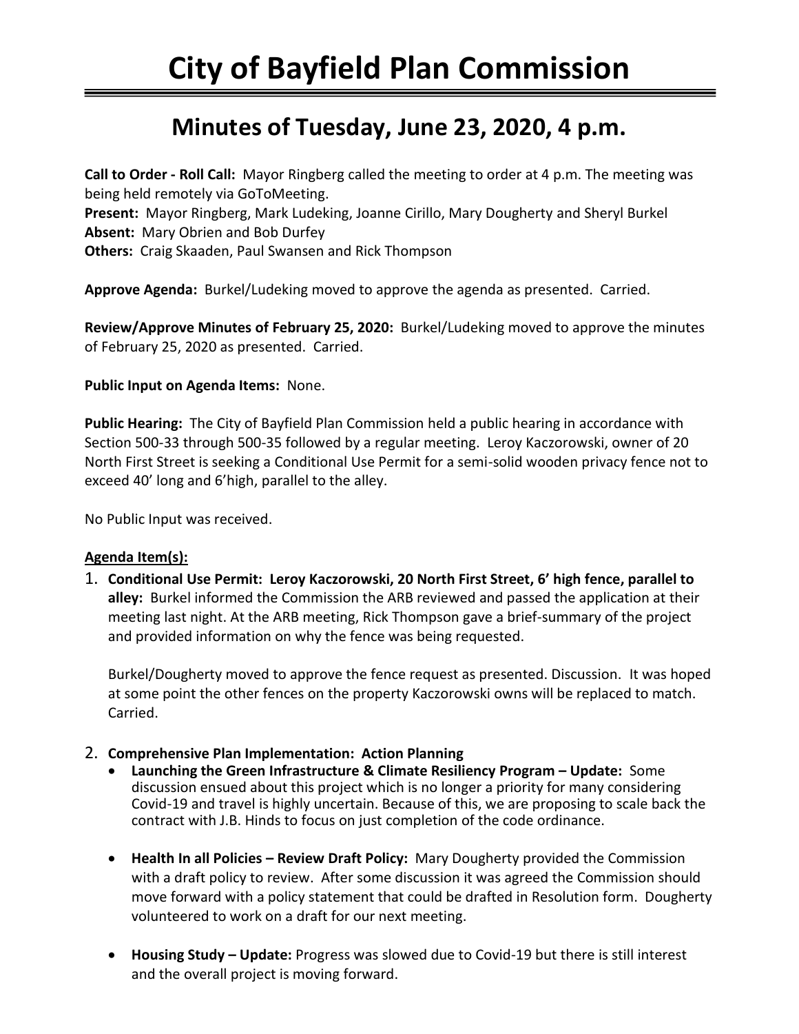# City of Bayfield Plan Commission

## Minutes of Tuesday, June 23, 2020, 4 p.m.

**Call to Order - Roll Call:** Mayor Ringberg called the meeting to order at 4 p.m. The meeting was being held remotely via GoToMeeting.
**Present:** Mayor Ringberg, Mark Ludeking, Joanne Cirillo, Mary Dougherty and Sheryl Burkel
**Absent:** Mary Obrien and Bob Durfey
**Others:** Craig Skaaden, Paul Swansen and Rick Thompson

**Approve Agenda:** Burkel/Ludeking moved to approve the agenda as presented. Carried.

**Review/Approve Minutes of February 25, 2020:** Burkel/Ludeking moved to approve the minutes of February 25, 2020 as presented. Carried.

**Public Input on Agenda Items:** None.

**Public Hearing:** The City of Bayfield Plan Commission held a public hearing in accordance with Section 500-33 through 500-35 followed by a regular meeting. Leroy Kaczorowski, owner of 20 North First Street is seeking a Conditional Use Permit for a semi-solid wooden privacy fence not to exceed 40' long and 6'high, parallel to the alley.

No Public Input was received.

**Agenda Item(s):**

1. **Conditional Use Permit: Leroy Kaczorowski, 20 North First Street, 6' high fence, parallel to alley:** Burkel informed the Commission the ARB reviewed and passed the application at their meeting last night. At the ARB meeting, Rick Thompson gave a brief-summary of the project and provided information on why the fence was being requested.

   Burkel/Dougherty moved to approve the fence request as presented. Discussion. It was hoped at some point the other fences on the property Kaczorowski owns will be replaced to match. Carried.

2. **Comprehensive Plan Implementation: Action Planning**
   - **Launching the Green Infrastructure & Climate Resiliency Program – Update:** Some discussion ensued about this project which is no longer a priority for many considering Covid-19 and travel is highly uncertain. Because of this, we are proposing to scale back the contract with J.B. Hinds to focus on just completion of the code ordinance.
   - **Health In all Policies – Review Draft Policy:** Mary Dougherty provided the Commission with a draft policy to review. After some discussion it was agreed the Commission should move forward with a policy statement that could be drafted in Resolution form. Dougherty volunteered to work on a draft for our next meeting.
   - **Housing Study – Update:** Progress was slowed due to Covid-19 but there is still interest and the overall project is moving forward.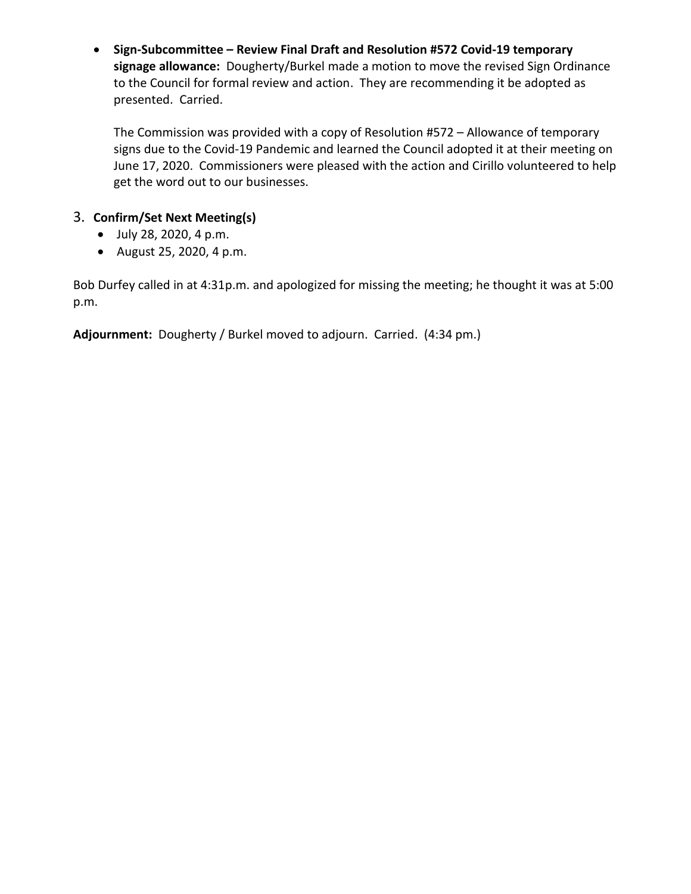- **Sign-Subcommittee – Review Final Draft and Resolution #572 Covid-19 temporary signage allowance:** Dougherty/Burkel made a motion to move the revised Sign Ordinance to the Council for formal review and action. They are recommending it be adopted as presented. Carried.

  The Commission was provided with a copy of Resolution #572 – Allowance of temporary signs due to the Covid-19 Pandemic and learned the Council adopted it at their meeting on June 17, 2020. Commissioners were pleased with the action and Cirillo volunteered to help get the word out to our businesses.

3. **Confirm/Set Next Meeting(s)**
   - July 28, 2020, 4 p.m.
   - August 25, 2020, 4 p.m.

Bob Durfey called in at 4:31p.m. and apologized for missing the meeting; he thought it was at 5:00 p.m.

**Adjournment:** Dougherty / Burkel moved to adjourn. Carried. (4:34 pm.)